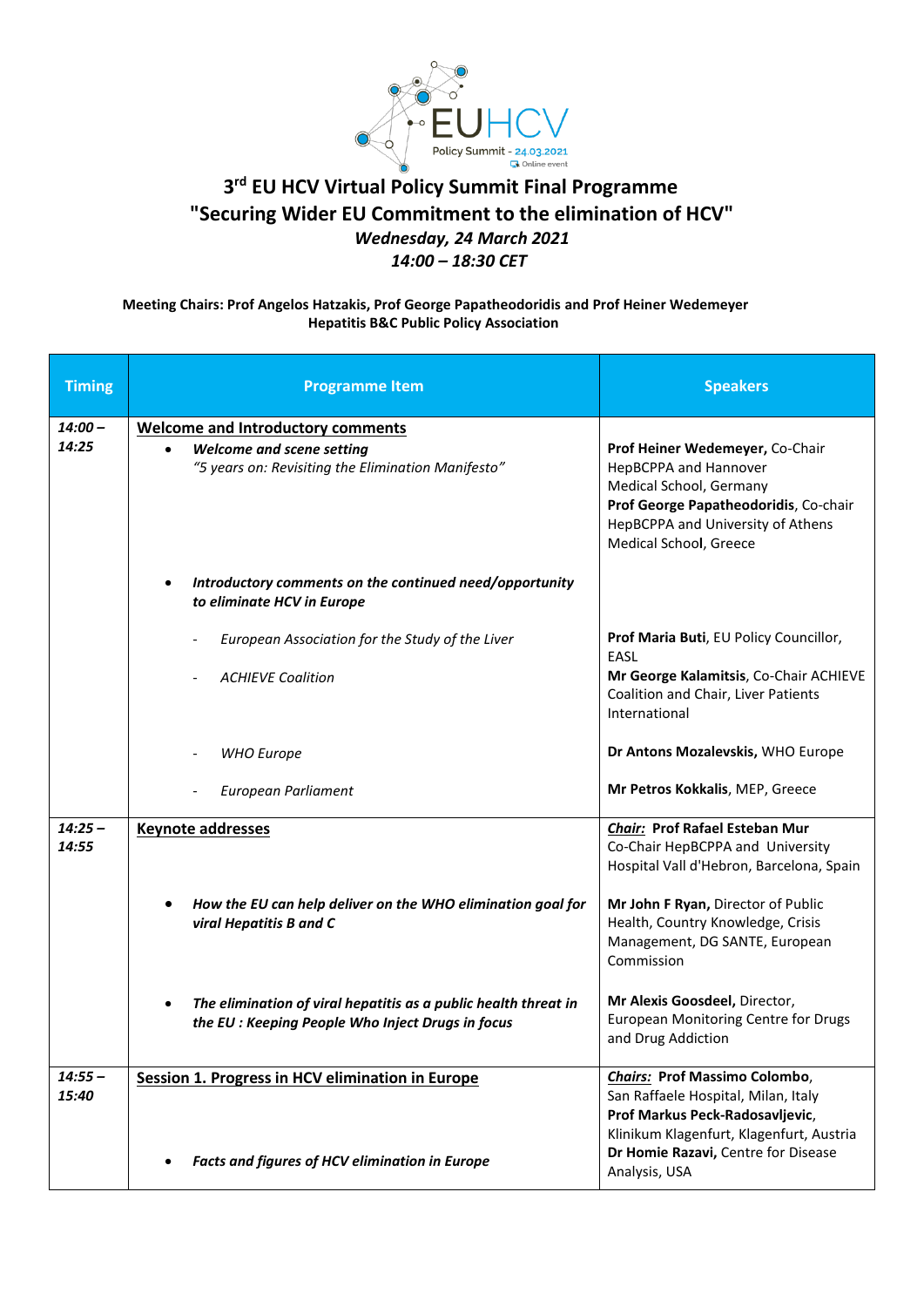EUHCV Policy Summit - 24.03.2021 Online event

# 3rd EU HCV Virtual Policy Summit Final Programme

# "Securing Wider EU Commitment to the elimination of HCV"

***Wednesday, 24 March 2021***

***14:00 – 18:30 CET***

**Meeting Chairs: Prof Angelos Hatzakis, Prof George Papatheodoridis and Prof Heiner Wedemeyer**
**Hepatitis B&C Public Policy Association**

| Timing | Programme Item | Speakers |
|---|---|---|
| *14:00 – 14:25* | **Welcome and Introductory comments** | |
| | • ***Welcome and scene setting*** *"5 years on: Revisiting the Elimination Manifesto"* | **Prof Heiner Wedemeyer**, Co-Chair HepBCPPA and Hannover Medical School, Germany **Prof George Papatheodoridis**, Co-chair HepBCPPA and University of Athens Medical School, Greece |
| | • ***Introductory comments on the continued need/opportunity to eliminate HCV in Europe*** | |
| | - *European Association for the Study of the Liver* | **Prof Maria Buti**, EU Policy Councillor, EASL |
| | - *ACHIEVE Coalition* | **Mr George Kalamitsis**, Co-Chair ACHIEVE Coalition and Chair, Liver Patients International |
| | - *WHO Europe* | **Dr Antons Mozalevskis,** WHO Europe |
| | - *European Parliament* | **Mr Petros Kokkalis**, MEP, Greece |
| *14:25 – 14:55* | **Keynote addresses** | ***Chair:*** **Prof Rafael Esteban Mur** Co-Chair HepBCPPA and University Hospital Vall d'Hebron, Barcelona, Spain |
| | • ***How the EU can help deliver on the WHO elimination goal for viral Hepatitis B and C*** | **Mr John F Ryan,** Director of Public Health, Country Knowledge, Crisis Management, DG SANTE, European Commission |
| | • ***The elimination of viral hepatitis as a public health threat in the EU : Keeping People Who Inject Drugs in focus*** | **Mr Alexis Goosdeel,** Director, European Monitoring Centre for Drugs and Drug Addiction |
| *14:55 – 15:40* | **Session 1. Progress in HCV elimination in Europe** | ***Chairs:*** **Prof Massimo Colombo**, San Raffaele Hospital, Milan, Italy **Prof Markus Peck-Radosavljevic**, Klinikum Klagenfurt, Klagenfurt, Austria |
| | • ***Facts and figures of HCV elimination in Europe*** | **Dr Homie Razavi,** Centre for Disease Analysis, USA |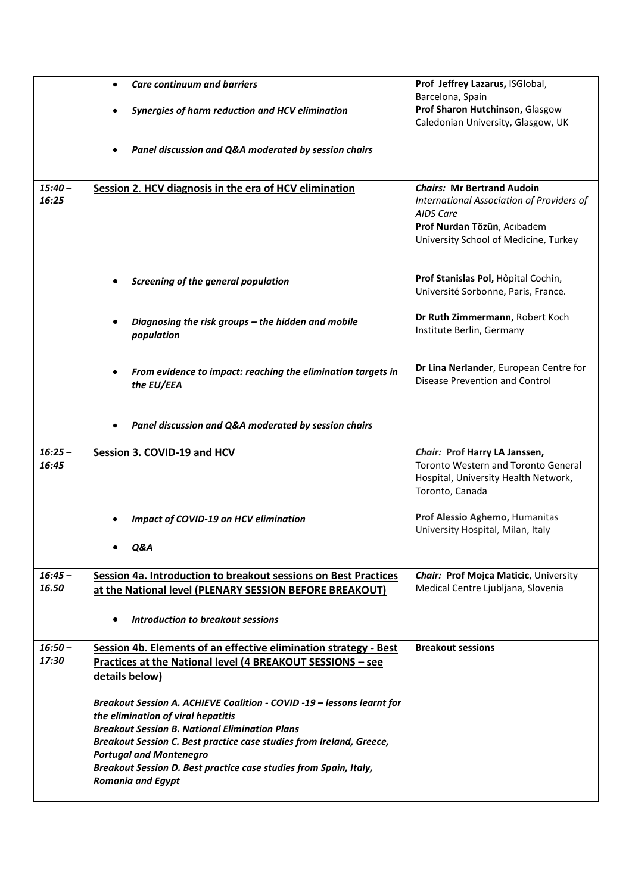| | | |
|---|---|---|
| | • ***Care continuum and barriers*** <br> • ***Synergies of harm reduction and HCV elimination*** <br> • ***Panel discussion and Q&A moderated by session chairs*** | **Prof Jeffrey Lazarus,** ISGlobal, Barcelona, Spain <br> **Prof Sharon Hutchinson,** Glasgow Caledonian University, Glasgow, UK |
| ***15:40 – 16:25*** | **Session 2. HCV diagnosis in the era of HCV elimination** | ***Chairs:* Mr Bertrand Audoin** *International Association of Providers of AIDS Care* <br> **Prof Nurdan Tözün**, Acıbadem University School of Medicine, Turkey |
| | • ***Screening of the general population*** | **Prof Stanislas Pol,** Hôpital Cochin, Université Sorbonne, Paris, France. |
| | • ***Diagnosing the risk groups – the hidden and mobile population*** | **Dr Ruth Zimmermann,** Robert Koch Institute Berlin, Germany |
| | • ***From evidence to impact: reaching the elimination targets in the EU/EEA*** | **Dr Lina Nerlander**, European Centre for Disease Prevention and Control |
| | • ***Panel discussion and Q&A moderated by session chairs*** | |
| ***16:25 – 16:45*** | **Session 3. COVID-19 and HCV** | ***Chair:* Prof Harry LA Janssen,** Toronto Western and Toronto General Hospital, University Health Network, Toronto, Canada |
| | • ***Impact of COVID-19 on HCV elimination*** <br> • ***Q&A*** | **Prof Alessio Aghemo,** Humanitas University Hospital, Milan, Italy |
| ***16:45 – 16.50*** | **Session 4a. Introduction to breakout sessions on Best Practices at the National level (PLENARY SESSION BEFORE BREAKOUT)** <br> • ***Introduction to breakout sessions*** | ***Chair:* Prof Mojca Maticic**, University Medical Centre Ljubljana, Slovenia |
| ***16:50 – 17:30*** | **Session 4b. Elements of an effective elimination strategy - Best Practices at the National level (4 BREAKOUT SESSIONS – see details below)** <br> ***Breakout Session A. ACHIEVE Coalition - COVID -19 – lessons learnt for the elimination of viral hepatitis*** <br> ***Breakout Session B. National Elimination Plans*** <br> ***Breakout Session C. Best practice case studies from Ireland, Greece, Portugal and Montenegro*** <br> ***Breakout Session D. Best practice case studies from Spain, Italy, Romania and Egypt*** | **Breakout sessions** |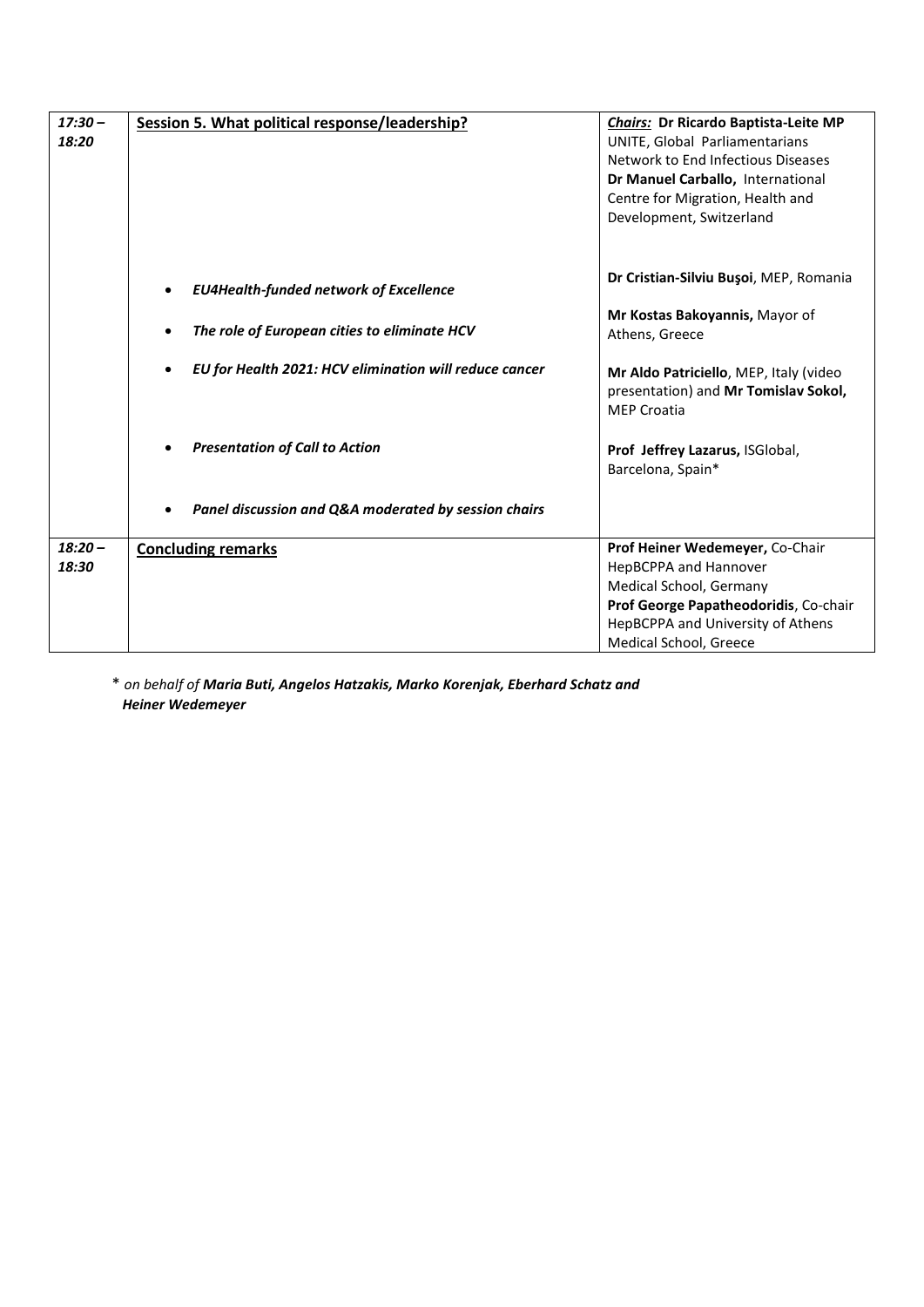| | | |
|---|---|---|
| *17:30 – 18:20* | **Session 5. What political response/leadership?** | ***Chairs:*** **Dr Ricardo Baptista-Leite MP** UNITE, Global Parliamentarians Network to End Infectious Diseases<br>**Dr Manuel Carballo,** International Centre for Migration, Health and Development, Switzerland |
| | • ***EU4Health-funded network of Excellence*** | **Dr Cristian-Silviu Buşoi**, MEP, Romania |
| | • ***The role of European cities to eliminate HCV*** | **Mr Kostas Bakoyannis,** Mayor of Athens, Greece |
| | • ***EU for Health 2021: HCV elimination will reduce cancer*** | **Mr Aldo Patriciello**, MEP, Italy (video presentation) and **Mr Tomislav Sokol,** MEP Croatia |
| | • ***Presentation of Call to Action*** | **Prof Jeffrey Lazarus,** ISGlobal, Barcelona, Spain* |
| | • ***Panel discussion and Q&A moderated by session chairs*** | |
| *18:20 – 18:30* | **Concluding remarks** | **Prof Heiner Wedemeyer,** Co-Chair HepBCPPA and Hannover Medical School, Germany<br>**Prof George Papatheodoridis**, Co-chair HepBCPPA and University of Athens Medical School, Greece |

\* *on behalf of **Maria Buti, Angelos Hatzakis, Marko Korenjak, Eberhard Schatz and Heiner Wedemeyer***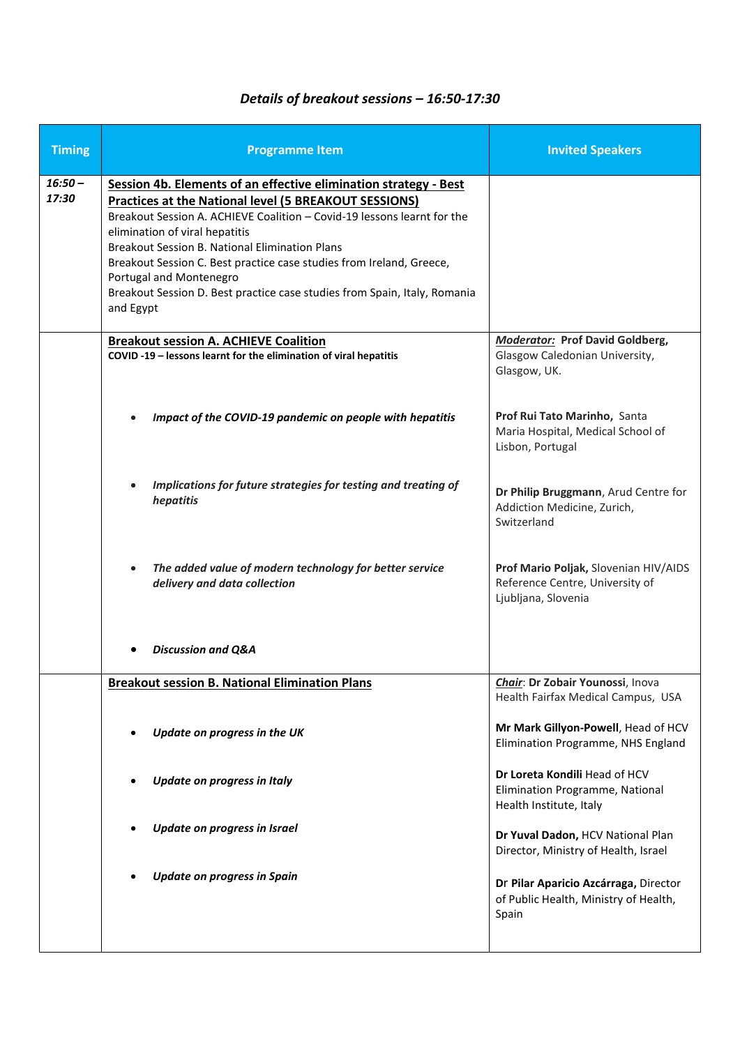# *Details of breakout sessions – 16:50-17:30*

| Timing | Programme Item | Invited Speakers |
|---|---|---|
| *16:50 – 17:30* | **Session 4b. Elements of an effective elimination strategy - Best Practices at the National level (5 BREAKOUT SESSIONS)**<br>Breakout Session A. ACHIEVE Coalition – Covid-19 lessons learnt for the elimination of viral hepatitis<br>Breakout Session B. National Elimination Plans<br>Breakout Session C. Best practice case studies from Ireland, Greece, Portugal and Montenegro<br>Breakout Session D. Best practice case studies from Spain, Italy, Romania and Egypt | |
| | **Breakout session A. ACHIEVE Coalition**<br>**COVID -19 – lessons learnt for the elimination of viral hepatitis** | ***Moderator:* Prof David Goldberg,** Glasgow Caledonian University, Glasgow, UK. |
| | • ***Impact of the COVID-19 pandemic on people with hepatitis*** | **Prof Rui Tato Marinho,** Santa Maria Hospital, Medical School of Lisbon, Portugal |
| | • ***Implications for future strategies for testing and treating of hepatitis*** | **Dr Philip Bruggmann**, Arud Centre for Addiction Medicine, Zurich, Switzerland |
| | • ***The added value of modern technology for better service delivery and data collection*** | **Prof Mario Poljak,** Slovenian HIV/AIDS Reference Centre, University of Ljubljana, Slovenia |
| | • ***Discussion and Q&A*** | |
| | **Breakout session B. National Elimination Plans** | ***Chair*: Dr Zobair Younossi**, Inova Health Fairfax Medical Campus, USA |
| | • ***Update on progress in the UK*** | **Mr Mark Gillyon-Powell**, Head of HCV Elimination Programme, NHS England |
| | • ***Update on progress in Italy*** | **Dr Loreta Kondili** Head of HCV Elimination Programme, National Health Institute, Italy |
| | • ***Update on progress in Israel*** | **Dr Yuval Dadon,** HCV National Plan Director, Ministry of Health, Israel |
| | • ***Update on progress in Spain*** | Dr **Pilar Aparicio Azcárraga,** Director of Public Health, Ministry of Health, Spain |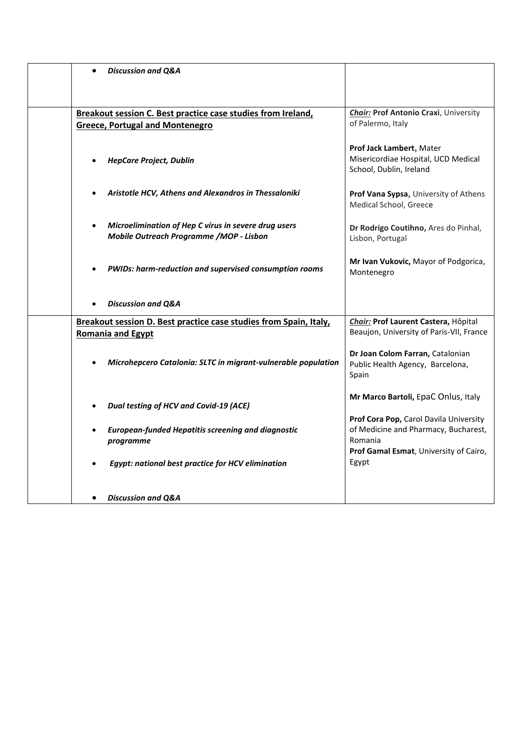| | | |
|---|---|---|
| | • ***Discussion and Q&A*** | |
| | **Breakout session C. Best practice case studies from Ireland, Greece, Portugal and Montenegro**<br><br>• ***HepCare Project, Dublin***<br><br>• ***Aristotle HCV, Athens and Alexandros in Thessaloniki***<br><br>• ***Microelimination of Hep C vírus in severe drug users Mobile Outreach Programme /MOP - Lisbon***<br><br>• ***PWIDs: harm-reduction and supervised consumption rooms***<br><br>• ***Discussion and Q&A*** | ***Chair:*** **Prof Antonio Craxi**, University of Palermo, Italy<br><br>**Prof Jack Lambert,** Mater Misericordiae Hospital, UCD Medical School, Dublin, Ireland<br><br>**Prof Vana Sypsa**, University of Athens Medical School, Greece<br><br>**Dr Rodrigo Coutihno,** Ares do Pinhal, Lisbon, Portugal<br><br>**Mr Ivan Vukovic,** Mayor of Podgorica, Montenegro |
| | **Breakout session D. Best practice case studies from Spain, Italy, Romania and Egypt**<br><br>• ***Microhepcero Catalonia: SLTC in migrant-vulnerable population***<br><br>• ***Dual testing of HCV and Covid-19 (ACE)***<br><br>• ***European-funded Hepatitis screening and diagnostic programme***<br><br>• ***Egypt: national best practice for HCV elimination***<br><br>• ***Discussion and Q&A*** | ***Chair:*** **Prof Laurent Castera,** Hôpital Beaujon, University of Paris-VII, France<br><br>**Dr Joan Colom Farran,** Catalonian Public Health Agency, Barcelona, Spain<br><br>**Mr Marco Bartoli,** EpaC Onlus, Italy<br><br>**Prof Cora Pop,** Carol Davila University of Medicine and Pharmacy, Bucharest, Romania<br>**Prof Gamal Esmat**, University of Cairo, Egypt |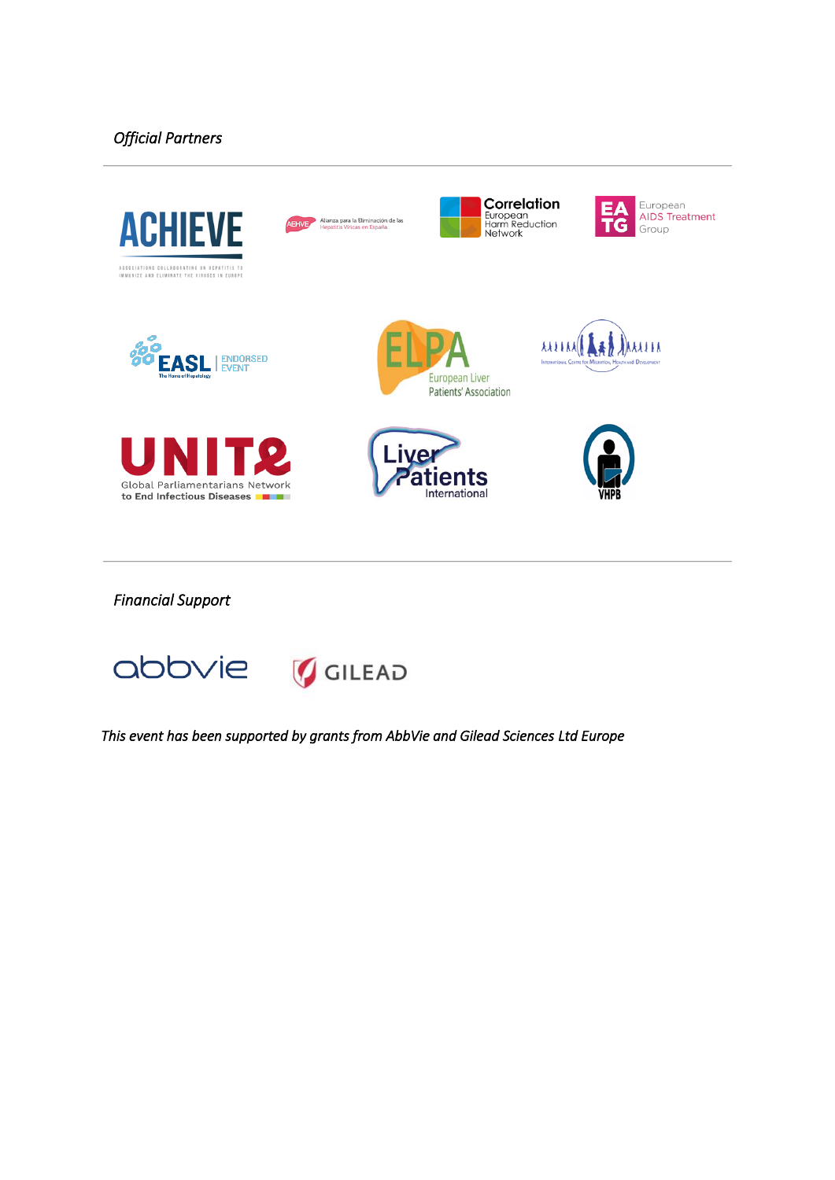*Official Partners*

---

---

*Financial Support*

*This event has been supported by grants from AbbVie and Gilead Sciences Ltd Europe*